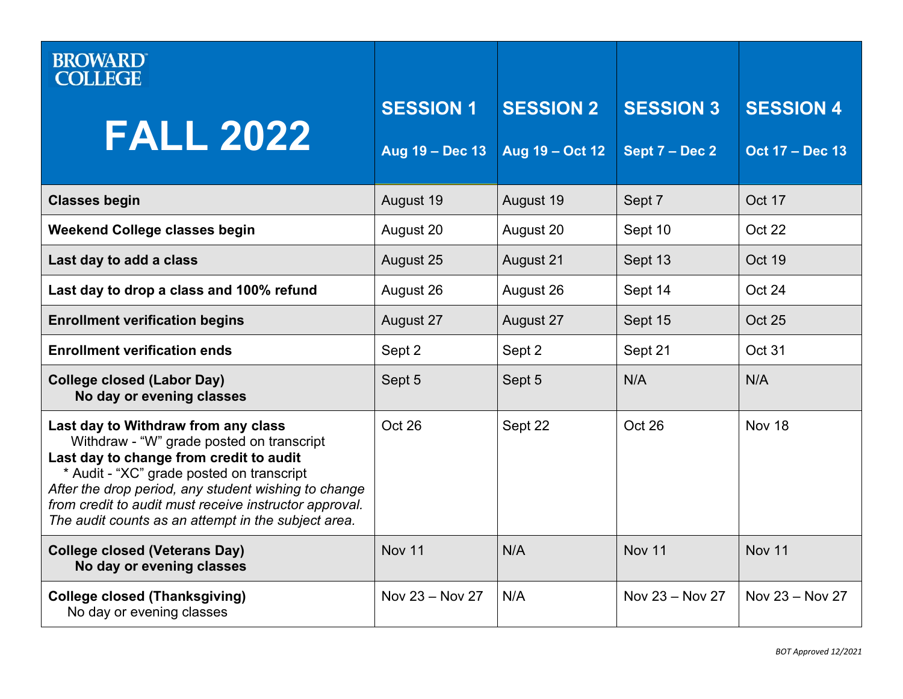BROWARD COLLEGE

# FALL 2022

| FALL 2022 | SESSION 1 Aug 19 – Dec 13 | SESSION 2 Aug 19 – Oct 12 | SESSION 3 Sept 7 – Dec 2 | SESSION 4 Oct 17 – Dec 13 |
|---|---|---|---|---|
| **Classes begin** | August 19 | August 19 | Sept 7 | Oct 17 |
| **Weekend College classes begin** | August 20 | August 20 | Sept 10 | Oct 22 |
| **Last day to add a class** | August 25 | August 21 | Sept 13 | Oct 19 |
| **Last day to drop a class and 100% refund** | August 26 | August 26 | Sept 14 | Oct 24 |
| **Enrollment verification begins** | August 27 | August 27 | Sept 15 | Oct 25 |
| **Enrollment verification ends** | Sept 2 | Sept 2 | Sept 21 | Oct 31 |
| **College closed (Labor Day)** **No day or evening classes** | Sept 5 | Sept 5 | N/A | N/A |
| **Last day to Withdraw from any class** Withdraw - "W" grade posted on transcript **Last day to change from credit to audit** * Audit - "XC" grade posted on transcript *After the drop period, any student wishing to change from credit to audit must receive instructor approval. The audit counts as an attempt in the subject area.* | Oct 26 | Sept 22 | Oct 26 | Nov 18 |
| **College closed (Veterans Day)** **No day or evening classes** | Nov 11 | N/A | Nov 11 | Nov 11 |
| **College closed (Thanksgiving)** No day or evening classes | Nov 23 – Nov 27 | N/A | Nov 23 – Nov 27 | Nov 23 – Nov 27 |

*BOT Approved 12/2021*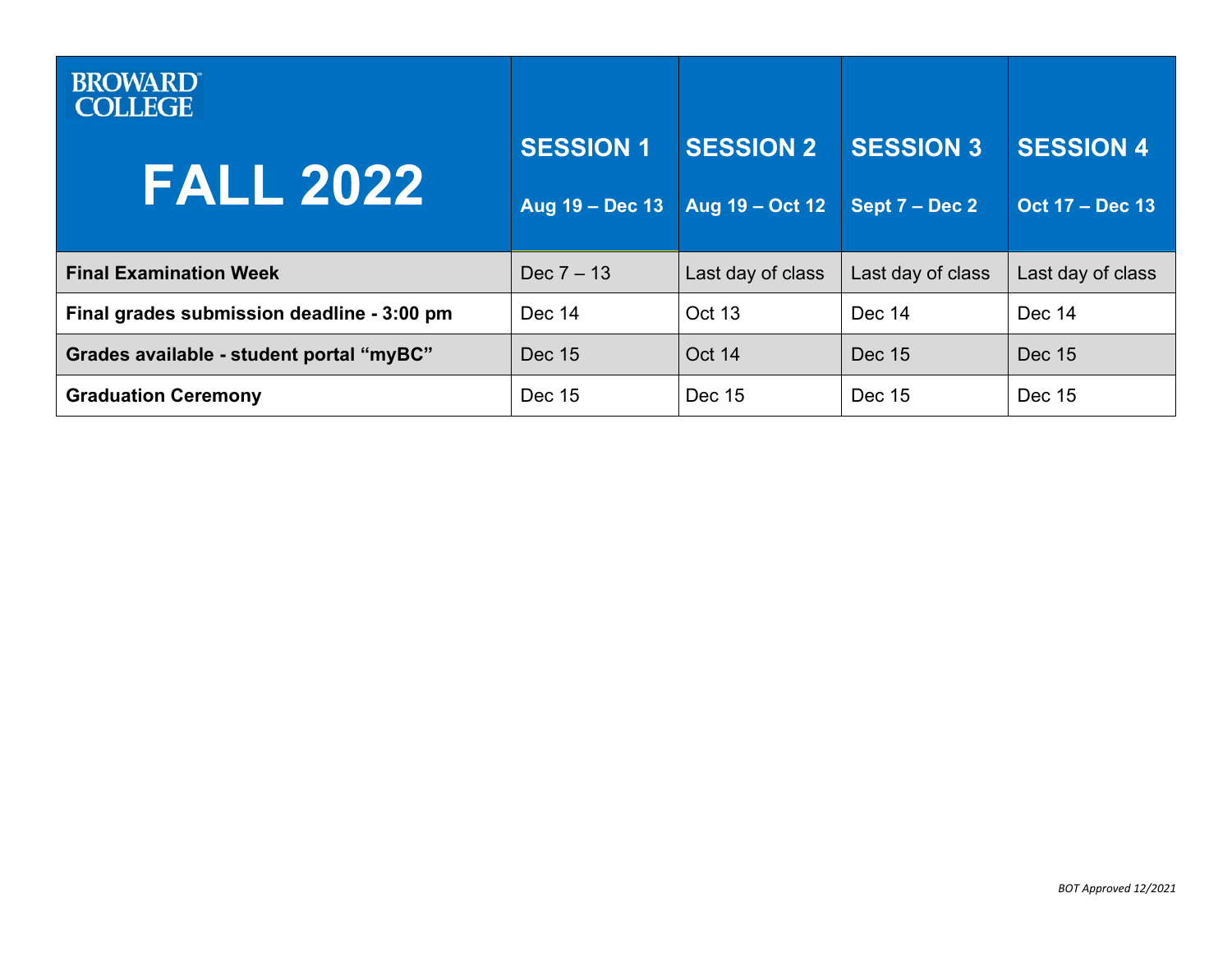| BROWARD COLLEGE<br>**FALL 2022** | **SESSION 1**<br>**Aug 19 – Dec 13** | **SESSION 2**<br>**Aug 19 – Oct 12** | **SESSION 3**<br>**Sept 7 – Dec 2** | **SESSION 4**<br>**Oct 17 – Dec 13** |
|---|---|---|---|---|
| **Final Examination Week** | Dec 7 – 13 | Last day of class | Last day of class | Last day of class |
| **Final grades submission deadline - 3:00 pm** | Dec 14 | Oct 13 | Dec 14 | Dec 14 |
| **Grades available - student portal "myBC"** | Dec 15 | Oct 14 | Dec 15 | Dec 15 |
| **Graduation Ceremony** | Dec 15 | Dec 15 | Dec 15 | Dec 15 |

*BOT Approved 12/2021*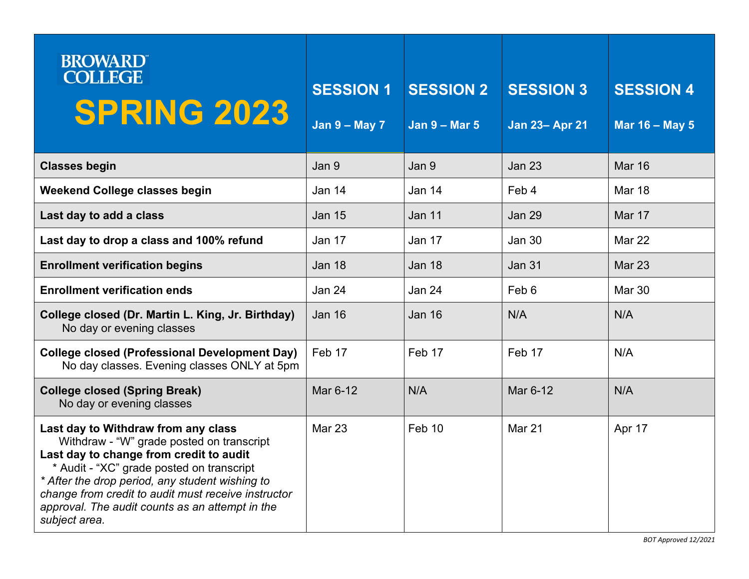| BROWARD COLLEGE SPRING 2023 | SESSION 1 Jan 9 – May 7 | SESSION 2 Jan 9 – Mar 5 | SESSION 3 Jan 23– Apr 21 | SESSION 4 Mar 16 – May 5 |
|---|---|---|---|---|
| **Classes begin** | Jan 9 | Jan 9 | Jan 23 | Mar 16 |
| **Weekend College classes begin** | Jan 14 | Jan 14 | Feb 4 | Mar 18 |
| **Last day to add a class** | Jan 15 | Jan 11 | Jan 29 | Mar 17 |
| **Last day to drop a class and 100% refund** | Jan 17 | Jan 17 | Jan 30 | Mar 22 |
| **Enrollment verification begins** | Jan 18 | Jan 18 | Jan 31 | Mar 23 |
| **Enrollment verification ends** | Jan 24 | Jan 24 | Feb 6 | Mar 30 |
| **College closed (Dr. Martin L. King, Jr. Birthday)** No day or evening classes | Jan 16 | Jan 16 | N/A | N/A |
| **College closed (Professional Development Day)** No day classes. Evening classes ONLY at 5pm | Feb 17 | Feb 17 | Feb 17 | N/A |
| **College closed (Spring Break)** No day or evening classes | Mar 6-12 | N/A | Mar 6-12 | N/A |
| **Last day to Withdraw from any class** Withdraw - "W" grade posted on transcript **Last day to change from credit to audit** * Audit - "XC" grade posted on transcript *\* After the drop period, any student wishing to change from credit to audit must receive instructor approval. The audit counts as an attempt in the subject area.* | Mar 23 | Feb 10 | Mar 21 | Apr 17 |

*BOT Approved 12/2021*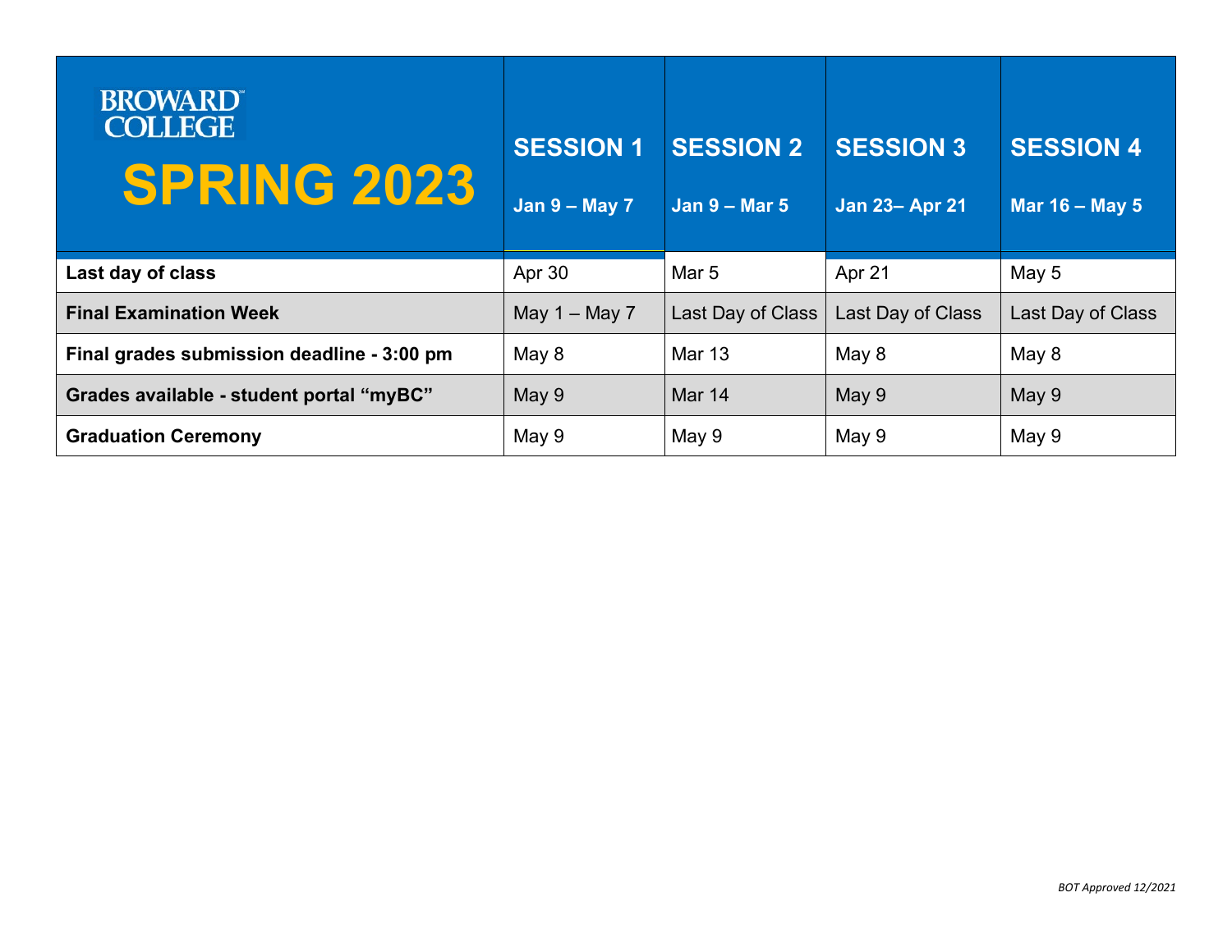| BROWARD COLLEGE SPRING 2023 | SESSION 1 Jan 9 – May 7 | SESSION 2 Jan 9 – Mar 5 | SESSION 3 Jan 23– Apr 21 | SESSION 4 Mar 16 – May 5 |
|---|---|---|---|---|
| **Last day of class** | Apr 30 | Mar 5 | Apr 21 | May 5 |
| **Final Examination Week** | May 1 – May 7 | Last Day of Class | Last Day of Class | Last Day of Class |
| **Final grades submission deadline - 3:00 pm** | May 8 | Mar 13 | May 8 | May 8 |
| **Grades available - student portal "myBC"** | May 9 | Mar 14 | May 9 | May 9 |
| **Graduation Ceremony** | May 9 | May 9 | May 9 | May 9 |

*BOT Approved 12/2021*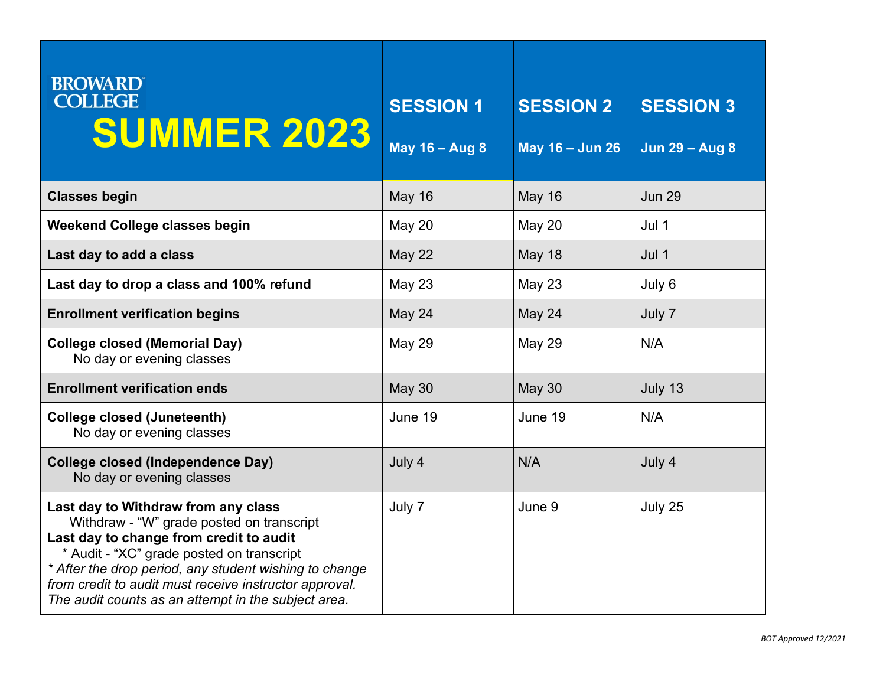| BROWARD COLLEGE SUMMER 2023 | SESSION 1 May 16 – Aug 8 | SESSION 2 May 16 – Jun 26 | SESSION 3 Jun 29 – Aug 8 |
|---|---|---|---|
| **Classes begin** | May 16 | May 16 | Jun 29 |
| **Weekend College classes begin** | May 20 | May 20 | Jul 1 |
| **Last day to add a class** | May 22 | May 18 | Jul 1 |
| **Last day to drop a class and 100% refund** | May 23 | May 23 | July 6 |
| **Enrollment verification begins** | May 24 | May 24 | July 7 |
| **College closed (Memorial Day)** No day or evening classes | May 29 | May 29 | N/A |
| **Enrollment verification ends** | May 30 | May 30 | July 13 |
| **College closed (Juneteenth)** No day or evening classes | June 19 | June 19 | N/A |
| **College closed (Independence Day)** No day or evening classes | July 4 | N/A | July 4 |
| **Last day to Withdraw from any class** Withdraw - "W" grade posted on transcript **Last day to change from credit to audit** * Audit - "XC" grade posted on transcript *\* After the drop period, any student wishing to change from credit to audit must receive instructor approval. The audit counts as an attempt in the subject area.* | July 7 | June 9 | July 25 |

*BOT Approved 12/2021*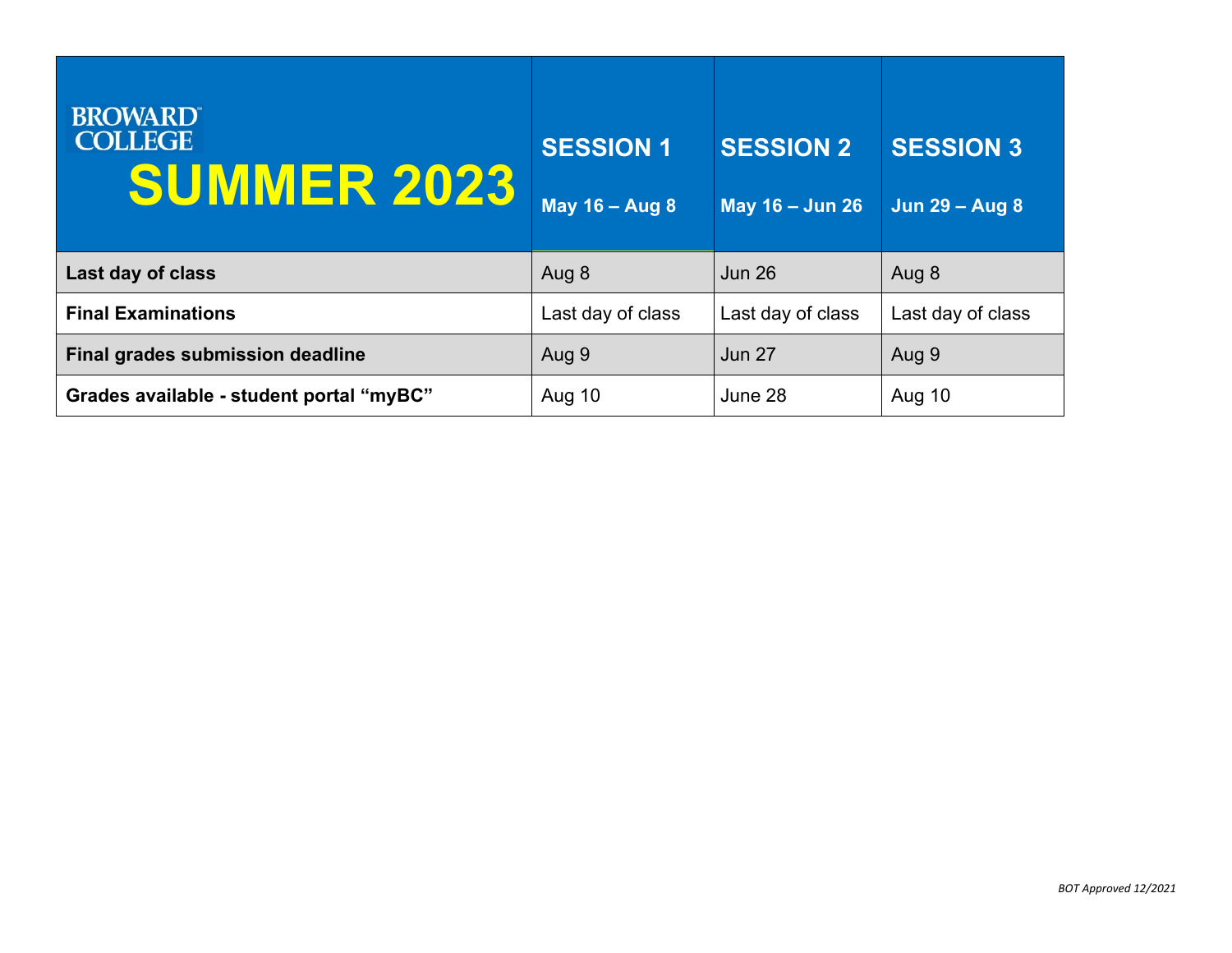| BROWARD COLLEGE SUMMER 2023 | SESSION 1 May 16 – Aug 8 | SESSION 2 May 16 – Jun 26 | SESSION 3 Jun 29 – Aug 8 |
|---|---|---|---|
| **Last day of class** | Aug 8 | Jun 26 | Aug 8 |
| **Final Examinations** | Last day of class | Last day of class | Last day of class |
| **Final grades submission deadline** | Aug 9 | Jun 27 | Aug 9 |
| **Grades available - student portal "myBC"** | Aug 10 | June 28 | Aug 10 |

*BOT Approved 12/2021*